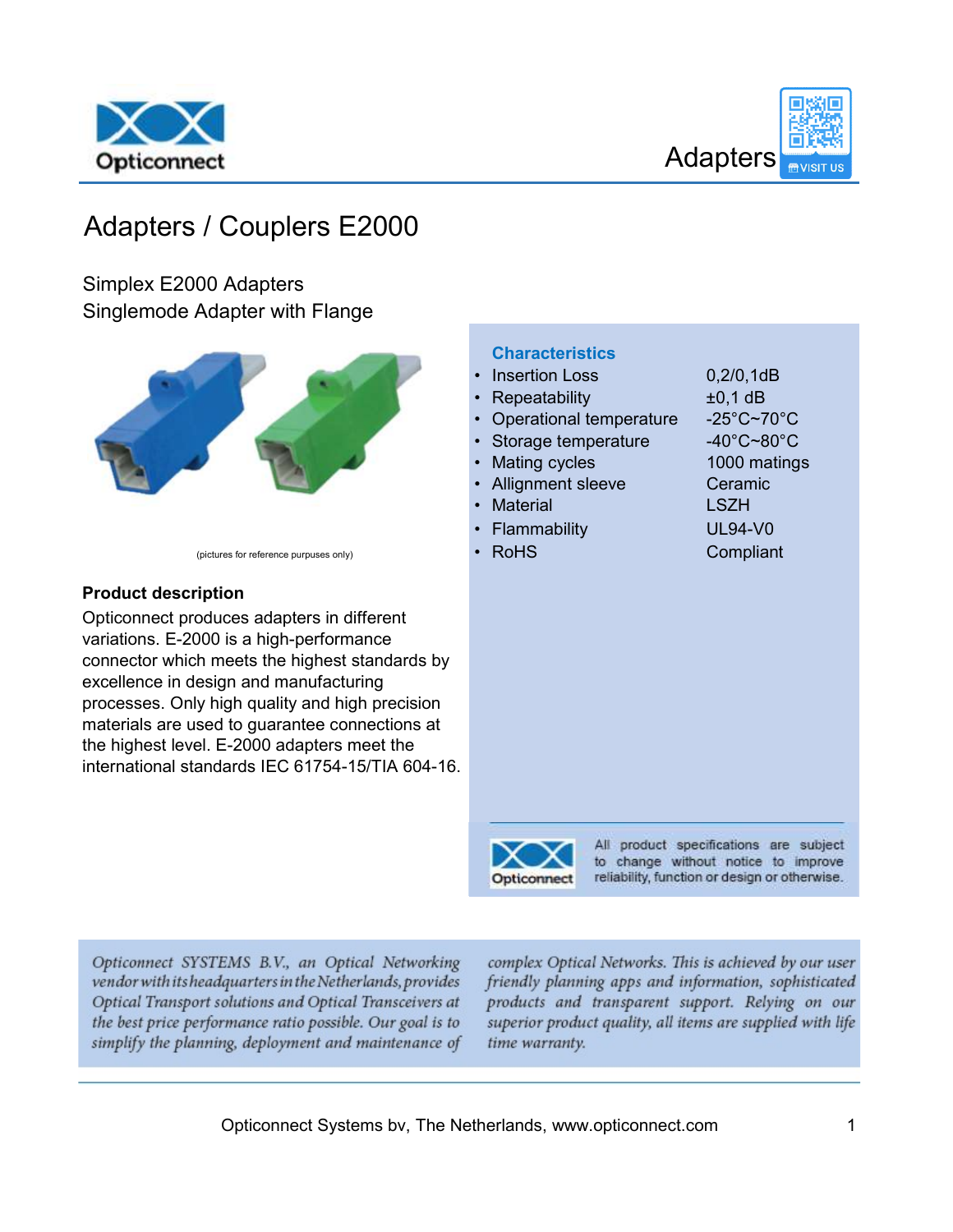Adapters

# Adapters / Couplers E2000

Simplex E2000 Adapters
Singlemode Adapter with Flange

(pictures for reference purpuses only)

### Characteristics

| Characteristic | Value |
|---|---|
| Insertion Loss | 0,2/0,1dB |
| Repeatability | ±0,1 dB |
| Operational temperature | -25°C~70°C |
| Storage temperature | -40°C~80°C |
| Mating cycles | 1000 matings |
| Allignment sleeve | Ceramic |
| Material | LSZH |
| Flammability | UL94-V0 |
| RoHS | Compliant |

**Product description**

Opticonnect produces adapters in different variations. E-2000 is a high-performance connector which meets the highest standards by excellence in design and manufacturing processes. Only high quality and high precision materials are used to guarantee connections at the highest level. E-2000 adapters meet the international standards IEC 61754-15/TIA 604-16.

All product specifications are subject to change without notice to improve reliability, function or design or otherwise.

*Opticonnect SYSTEMS B.V., an Optical Networking vendor with its headquarters in the Netherlands, provides Optical Transport solutions and Optical Transceivers at the best price performance ratio possible. Our goal is to simplify the planning, deployment and maintenance of complex Optical Networks. This is achieved by our user friendly planning apps and information, sophisticated products and transparent support. Relying on our superior product quality, all items are supplied with life time warranty.*

Opticonnect Systems bv, The Netherlands, www.opticonnect.com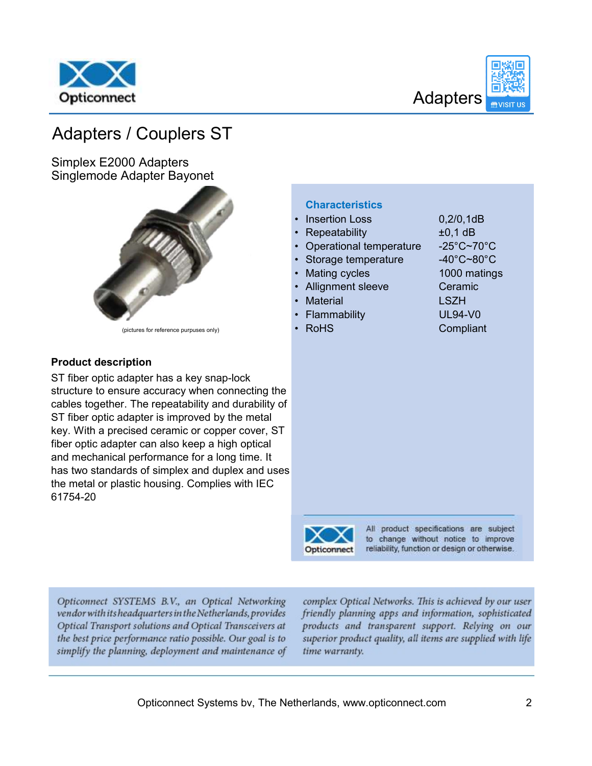# Adapters / Couplers ST

Simplex E2000 Adapters
Singlemode Adapter Bayonet

(pictures for reference purpuses only)

### Characteristics

| Characteristic | Value |
|---|---|
| Insertion Loss | 0,2/0,1dB |
| Repeatability | ±0,1 dB |
| Operational temperature | -25°C~70°C |
| Storage temperature | -40°C~80°C |
| Mating cycles | 1000 matings |
| Allignment sleeve | Ceramic |
| Material | LSZH |
| Flammability | UL94-V0 |
| RoHS | Compliant |

**Product description**

ST fiber optic adapter has a key snap-lock structure to ensure accuracy when connecting the cables together. The repeatability and durability of ST fiber optic adapter is improved by the metal key. With a precised ceramic or copper cover, ST fiber optic adapter can also keep a high optical and mechanical performance for a long time. It has two standards of simplex and duplex and uses the metal or plastic housing. Complies with IEC 61754-20

All product specifications are subject to change without notice to improve reliability, function or design or otherwise.

*Opticonnect SYSTEMS B.V., an Optical Networking vendor with its headquarters in the Netherlands, provides Optical Transport solutions and Optical Transceivers at the best price performance ratio possible. Our goal is to simplify the planning, deployment and maintenance of complex Optical Networks. This is achieved by our user friendly planning apps and information, sophisticated products and transparent support. Relying on our superior product quality, all items are supplied with life time warranty.*

Opticonnect Systems bv, The Netherlands, www.opticonnect.com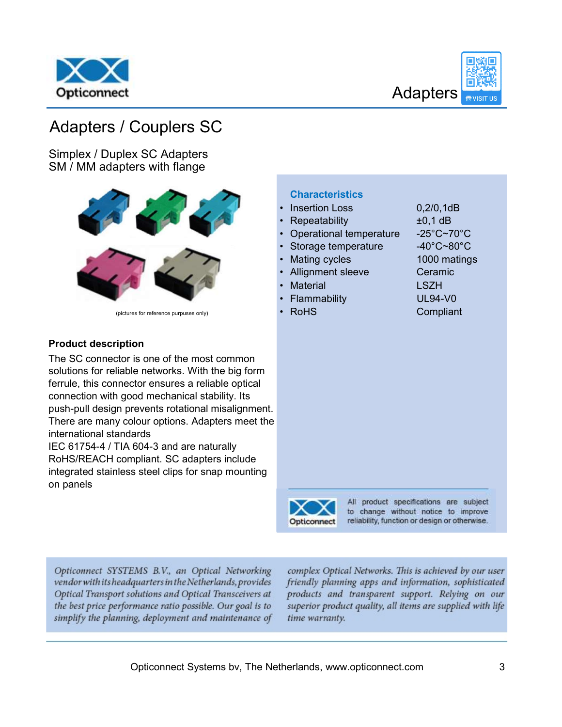# Adapters / Couplers SC

Simplex / Duplex SC Adapters
SM / MM adapters with flange

(pictures for reference purpuses only)

### Characteristics

| Characteristic | Value |
|---|---|
| Insertion Loss | 0,2/0,1dB |
| Repeatability | ±0,1 dB |
| Operational temperature | -25°C~70°C |
| Storage temperature | -40°C~80°C |
| Mating cycles | 1000 matings |
| Allignment sleeve | Ceramic |
| Material | LSZH |
| Flammability | UL94-V0 |
| RoHS | Compliant |

### Product description

The SC connector is one of the most common solutions for reliable networks. With the big form ferrule, this connector ensures a reliable optical connection with good mechanical stability. Its push-pull design prevents rotational misalignment. There are many colour options. Adapters meet the international standards
IEC 61754-4 / TIA 604-3 and are naturally RoHS/REACH compliant. SC adapters include integrated stainless steel clips for snap mounting on panels

All product specifications are subject to change without notice to improve reliability, function or design or otherwise.

*Opticonnect SYSTEMS B.V., an Optical Networking vendor with its headquarters in the Netherlands, provides Optical Transport solutions and Optical Transceivers at the best price performance ratio possible. Our goal is to simplify the planning, deployment and maintenance of complex Optical Networks. This is achieved by our user friendly planning apps and information, sophisticated products and transparent support. Relying on our superior product quality, all items are supplied with life time warranty.*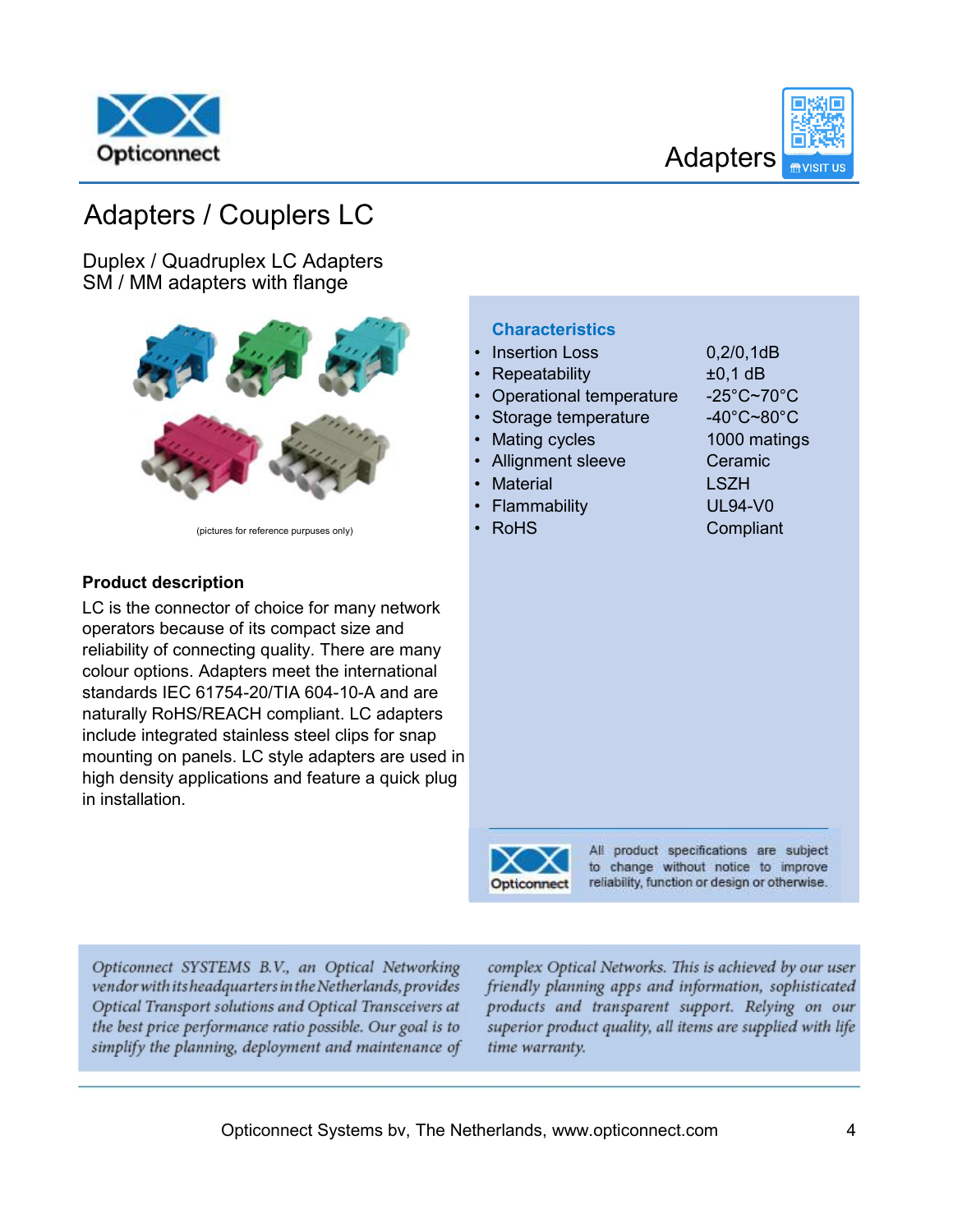# Adapters / Couplers LC

Duplex / Quadruplex LC Adapters
SM / MM adapters with flange

(pictures for reference purpuses only)

### Characteristics

| Characteristic | Value |
|---|---|
| Insertion Loss | 0,2/0,1dB |
| Repeatability | ±0,1 dB |
| Operational temperature | -25°C~70°C |
| Storage temperature | -40°C~80°C |
| Mating cycles | 1000 matings |
| Allignment sleeve | Ceramic |
| Material | LSZH |
| Flammability | UL94-V0 |
| RoHS | Compliant |

**Product description**

LC is the connector of choice for many network operators because of its compact size and reliability of connecting quality. There are many colour options. Adapters meet the international standards IEC 61754-20/TIA 604-10-A and are naturally RoHS/REACH compliant. LC adapters include integrated stainless steel clips for snap mounting on panels. LC style adapters are used in high density applications and feature a quick plug in installation.

All product specifications are subject to change without notice to improve reliability, function or design or otherwise.

*Opticonnect SYSTEMS B.V., an Optical Networking vendor with its headquarters in the Netherlands, provides Optical Transport solutions and Optical Transceivers at the best price performance ratio possible. Our goal is to simplify the planning, deployment and maintenance of complex Optical Networks. This is achieved by our user friendly planning apps and information, sophisticated products and transparent support. Relying on our superior product quality, all items are supplied with life time warranty.*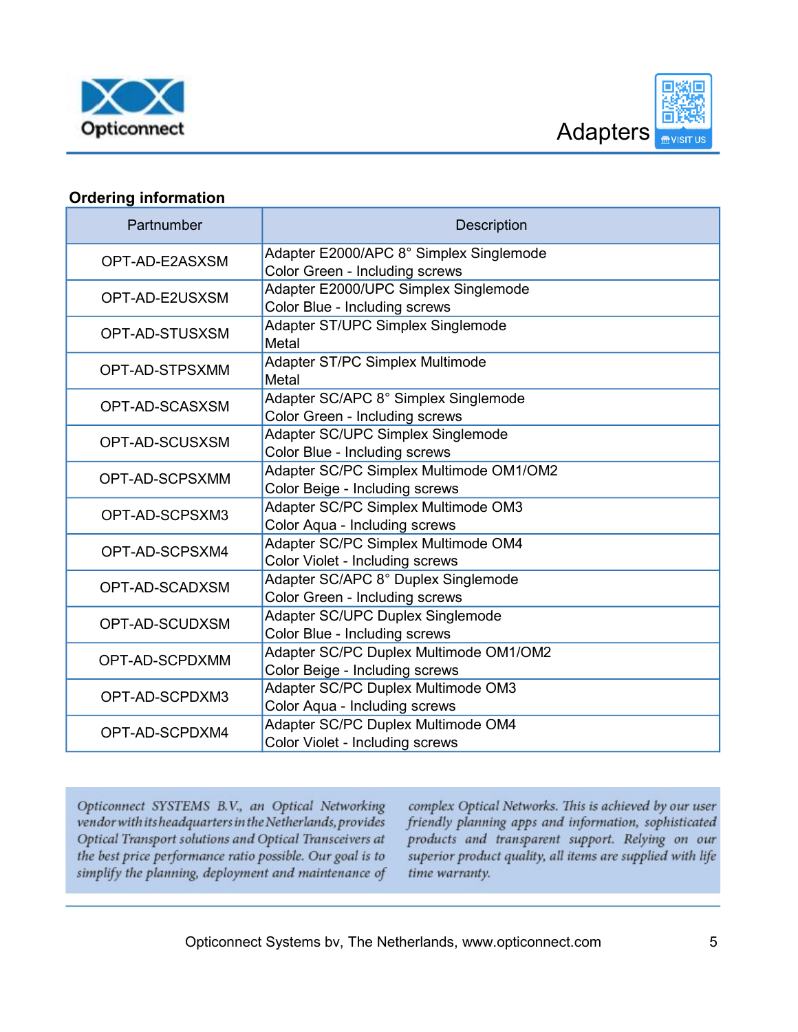# Adapters

**Ordering information**

| Partnumber | Description |
|---|---|
| OPT-AD-E2ASXSM | Adapter E2000/APC 8° Simplex Singlemode Color Green - Including screws |
| OPT-AD-E2USXSM | Adapter E2000/UPC Simplex Singlemode Color Blue - Including screws |
| OPT-AD-STUSXSM | Adapter ST/UPC Simplex Singlemode Metal |
| OPT-AD-STPSXMM | Adapter ST/PC Simplex Multimode Metal |
| OPT-AD-SCASXSM | Adapter SC/APC 8° Simplex Singlemode Color Green - Including screws |
| OPT-AD-SCUSXSM | Adapter SC/UPC Simplex Singlemode Color Blue - Including screws |
| OPT-AD-SCPSXMM | Adapter SC/PC Simplex Multimode OM1/OM2 Color Beige - Including screws |
| OPT-AD-SCPSXM3 | Adapter SC/PC Simplex Multimode OM3 Color Aqua - Including screws |
| OPT-AD-SCPSXM4 | Adapter SC/PC Simplex Multimode OM4 Color Violet - Including screws |
| OPT-AD-SCADXSM | Adapter SC/APC 8° Duplex Singlemode Color Green - Including screws |
| OPT-AD-SCUDXSM | Adapter SC/UPC Duplex Singlemode Color Blue - Including screws |
| OPT-AD-SCPDXMM | Adapter SC/PC Duplex Multimode OM1/OM2 Color Beige - Including screws |
| OPT-AD-SCPDXM3 | Adapter SC/PC Duplex Multimode OM3 Color Aqua - Including screws |
| OPT-AD-SCPDXM4 | Adapter SC/PC Duplex Multimode OM4 Color Violet - Including screws |

*Opticonnect SYSTEMS B.V., an Optical Networking vendor with its headquarters in the Netherlands, provides Optical Transport solutions and Optical Transceivers at the best price performance ratio possible. Our goal is to simplify the planning, deployment and maintenance of complex Optical Networks. This is achieved by our user friendly planning apps and information, sophisticated products and transparent support. Relying on our superior product quality, all items are supplied with life time warranty.*

Opticonnect Systems bv, The Netherlands, www.opticonnect.com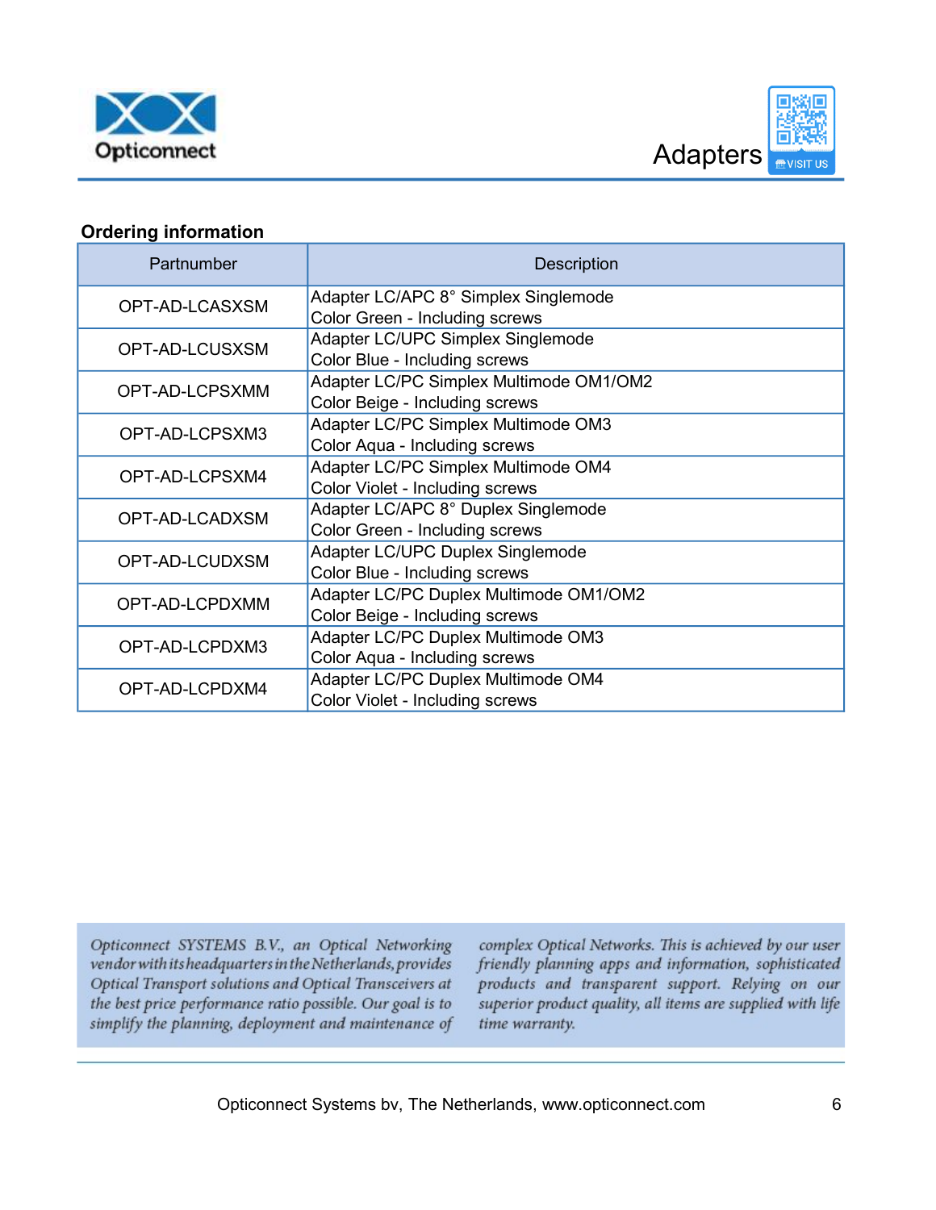## Ordering information

| Partnumber | Description |
|---|---|
| OPT-AD-LCASXSM | Adapter LC/APC 8° Simplex Singlemode<br>Color Green - Including screws |
| OPT-AD-LCUSXSM | Adapter LC/UPC Simplex Singlemode<br>Color Blue - Including screws |
| OPT-AD-LCPSXMM | Adapter LC/PC Simplex Multimode OM1/OM2<br>Color Beige - Including screws |
| OPT-AD-LCPSXM3 | Adapter LC/PC Simplex Multimode OM3<br>Color Aqua - Including screws |
| OPT-AD-LCPSXM4 | Adapter LC/PC Simplex Multimode OM4<br>Color Violet - Including screws |
| OPT-AD-LCADXSM | Adapter LC/APC 8° Duplex Singlemode<br>Color Green - Including screws |
| OPT-AD-LCUDXSM | Adapter LC/UPC Duplex Singlemode<br>Color Blue - Including screws |
| OPT-AD-LCPDXMM | Adapter LC/PC Duplex Multimode OM1/OM2<br>Color Beige - Including screws |
| OPT-AD-LCPDXM3 | Adapter LC/PC Duplex Multimode OM3<br>Color Aqua - Including screws |
| OPT-AD-LCPDXM4 | Adapter LC/PC Duplex Multimode OM4<br>Color Violet - Including screws |

*Opticonnect SYSTEMS B.V., an Optical Networking vendor with its headquarters in the Netherlands, provides Optical Transport solutions and Optical Transceivers at the best price performance ratio possible. Our goal is to simplify the planning, deployment and maintenance of complex Optical Networks. This is achieved by our user friendly planning apps and information, sophisticated products and transparent support. Relying on our superior product quality, all items are supplied with life time warranty.*